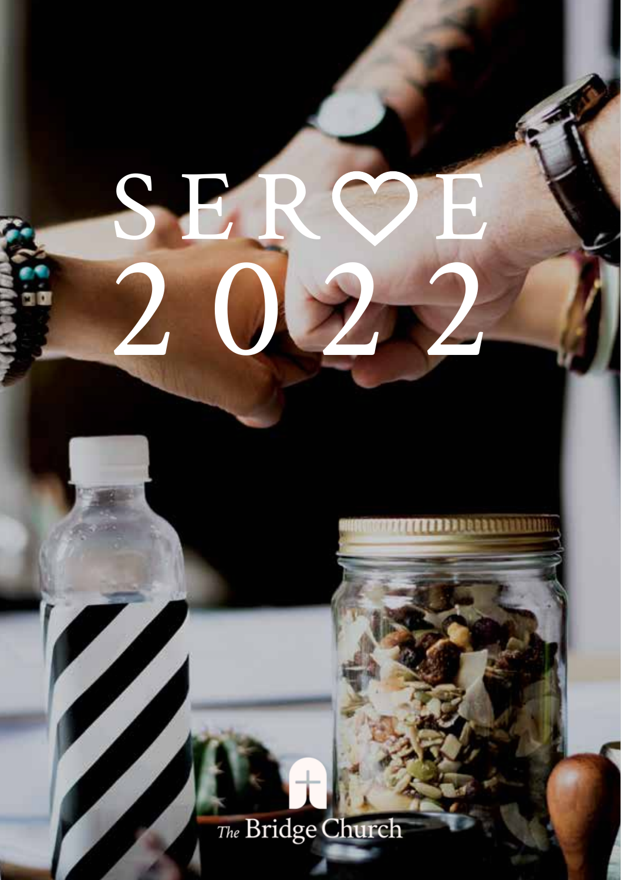# SERVE 2022

The Bridge Church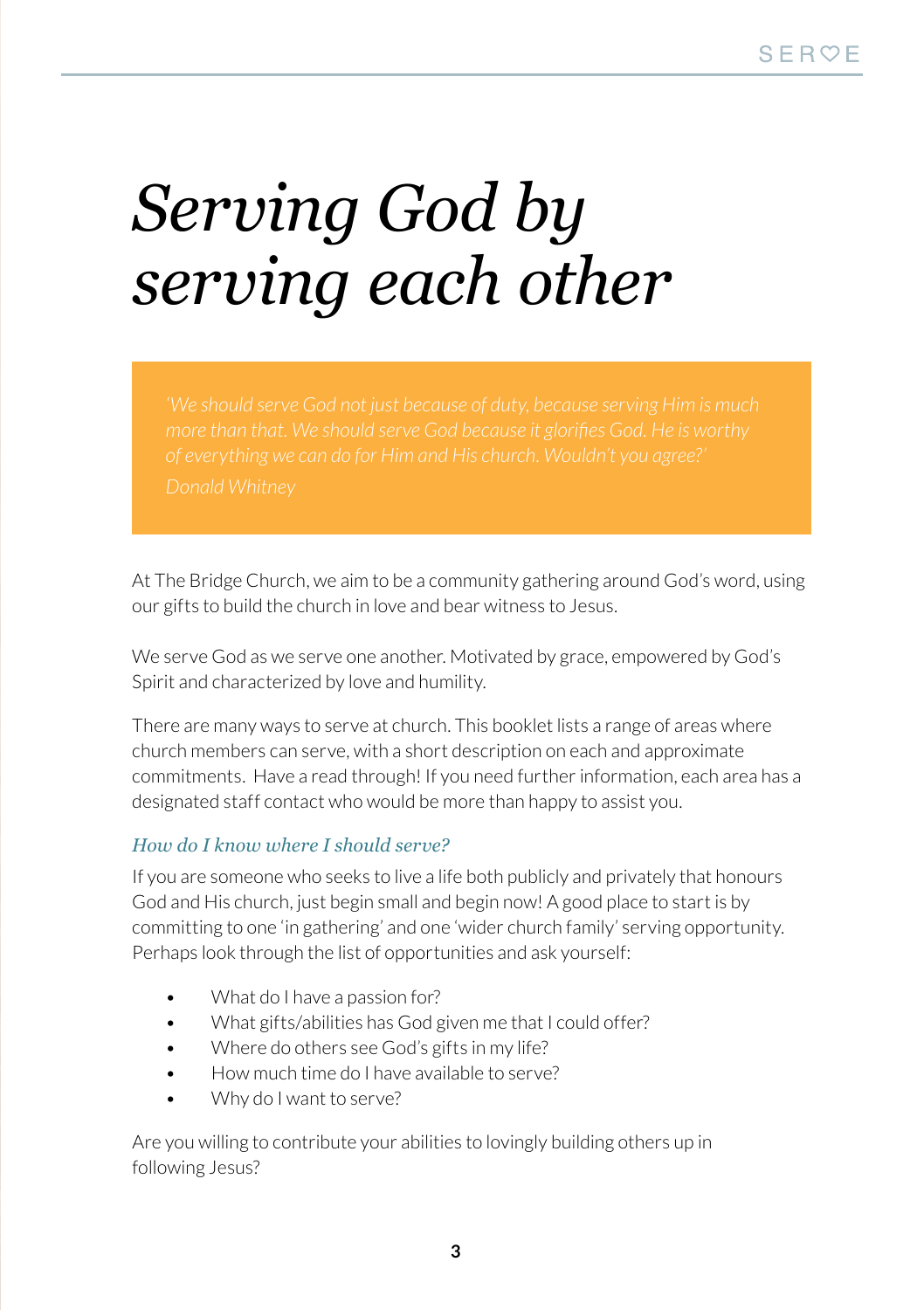# *Serving God by serving each other*

> *'We should serve God not just because of duty, because serving Him is much more than that. We should serve God because it glorifies God. He is worthy of everything we can do for Him and His church. Wouldn't you agree?'*
>
> *Donald Whitney*

At The Bridge Church, we aim to be a community gathering around God's word, using our gifts to build the church in love and bear witness to Jesus.

We serve God as we serve one another. Motivated by grace, empowered by God's Spirit and characterized by love and humility.

There are many ways to serve at church. This booklet lists a range of areas where church members can serve, with a short description on each and approximate commitments. Have a read through! If you need further information, each area has a designated staff contact who would be more than happy to assist you.

### *How do I know where I should serve?*

If you are someone who seeks to live a life both publicly and privately that honours God and His church, just begin small and begin now! A good place to start is by committing to one 'in gathering' and one 'wider church family' serving opportunity. Perhaps look through the list of opportunities and ask yourself:

- What do I have a passion for?
- What gifts/abilities has God given me that I could offer?
- Where do others see God's gifts in my life?
- How much time do I have available to serve?
- Why do I want to serve?

Are you willing to contribute your abilities to lovingly building others up in following Jesus?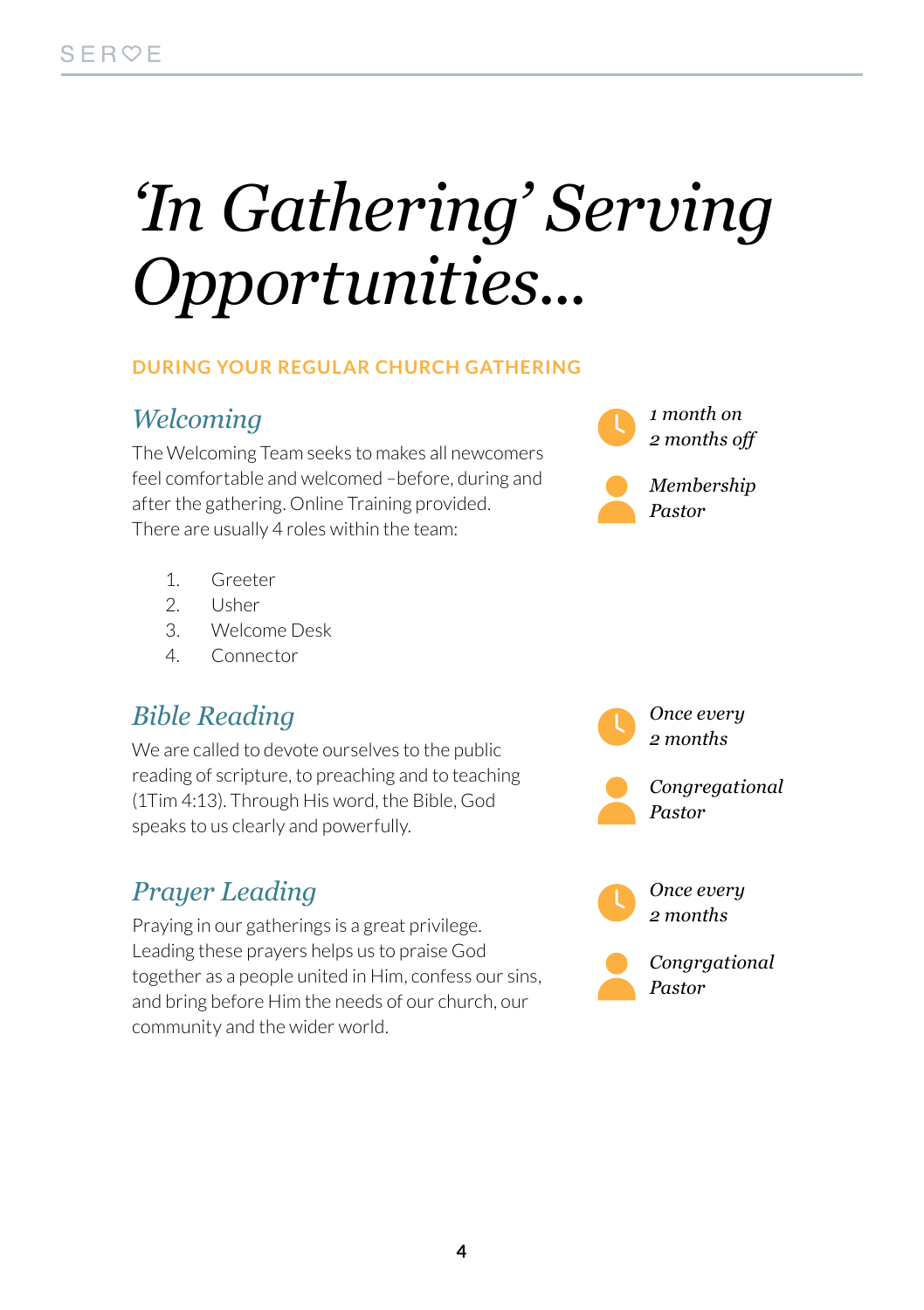# *'In Gathering' Serving Opportunities...*

**DURING YOUR REGULAR CHURCH GATHERING**

## *Welcoming*

The Welcoming Team seeks to makes all newcomers feel comfortable and welcomed –before, during and after the gathering. Online Training provided. There are usually 4 roles within the team:

1. Greeter
2. Usher
3. Welcome Desk
4. Connector

*1 month on 2 months off*

*Membership Pastor*

## *Bible Reading*

We are called to devote ourselves to the public reading of scripture, to preaching and to teaching (1Tim 4:13). Through His word, the Bible, God speaks to us clearly and powerfully.

*Once every 2 months*

*Congregational Pastor*

## *Prayer Leading*

Praying in our gatherings is a great privilege. Leading these prayers helps us to praise God together as a people united in Him, confess our sins, and bring before Him the needs of our church, our community and the wider world.

*Once every 2 months*

*Congrgational Pastor*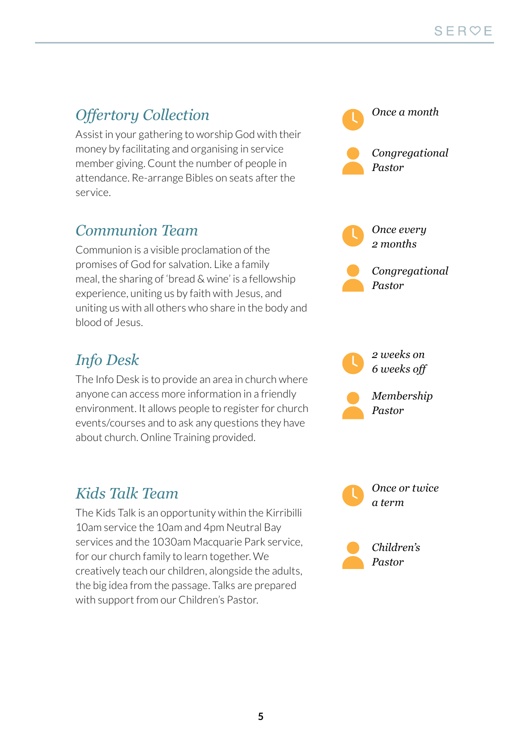## Offertory Collection

Assist in your gathering to worship God with their money by facilitating and organising in service member giving. Count the number of people in attendance. Re-arrange Bibles on seats after the service.

*Once a month*

*Congregational Pastor*

## Communion Team

Communion is a visible proclamation of the promises of God for salvation. Like a family meal, the sharing of 'bread & wine' is a fellowship experience, uniting us by faith with Jesus, and uniting us with all others who share in the body and blood of Jesus.

*Once every 2 months*

*Congregational Pastor*

## Info Desk

The Info Desk is to provide an area in church where anyone can access more information in a friendly environment. It allows people to register for church events/courses and to ask any questions they have about church. Online Training provided.

*2 weeks on 6 weeks off*

*Membership Pastor*

## Kids Talk Team

The Kids Talk is an opportunity within the Kirribilli 10am service the 10am and 4pm Neutral Bay services and the 1030am Macquarie Park service, for our church family to learn together. We creatively teach our children, alongside the adults, the big idea from the passage. Talks are prepared with support from our Children's Pastor.

*Once or twice a term*

*Children's Pastor*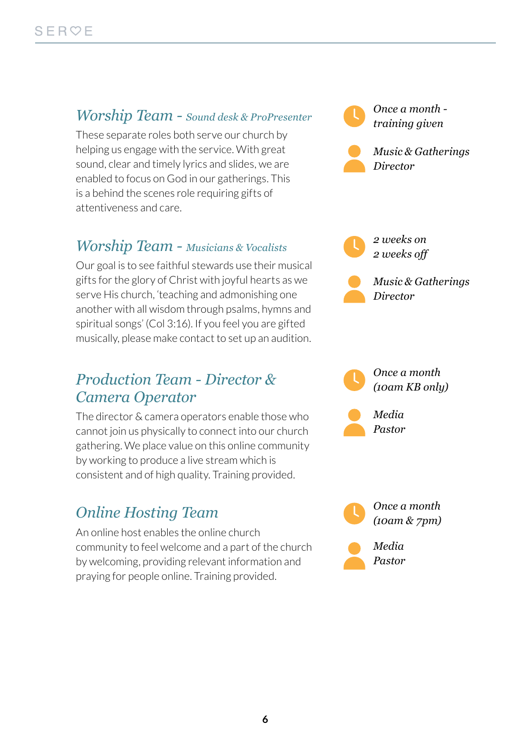## Worship Team - *Sound desk & ProPresenter*

These separate roles both serve our church by helping us engage with the service. With great sound, clear and timely lyrics and slides, we are enabled to focus on God in our gatherings. This is a behind the scenes role requiring gifts of attentiveness and care.

*Once a month - training given*

*Music & Gatherings Director*

## Worship Team - *Musicians & Vocalists*

Our goal is to see faithful stewards use their musical gifts for the glory of Christ with joyful hearts as we serve His church, 'teaching and admonishing one another with all wisdom through psalms, hymns and spiritual songs' (Col 3:16). If you feel you are gifted musically, please make contact to set up an audition.

*2 weeks on 2 weeks off*

*Music & Gatherings Director*

## Production Team - Director & Camera Operator

The director & camera operators enable those who cannot join us physically to connect into our church gathering. We place value on this online community by working to produce a live stream which is consistent and of high quality. Training provided.

*Once a month (10am KB only)*

*Media Pastor*

## Online Hosting Team

An online host enables the online church community to feel welcome and a part of the church by welcoming, providing relevant information and praying for people online. Training provided.

*Once a month (10am & 7pm)*

*Media Pastor*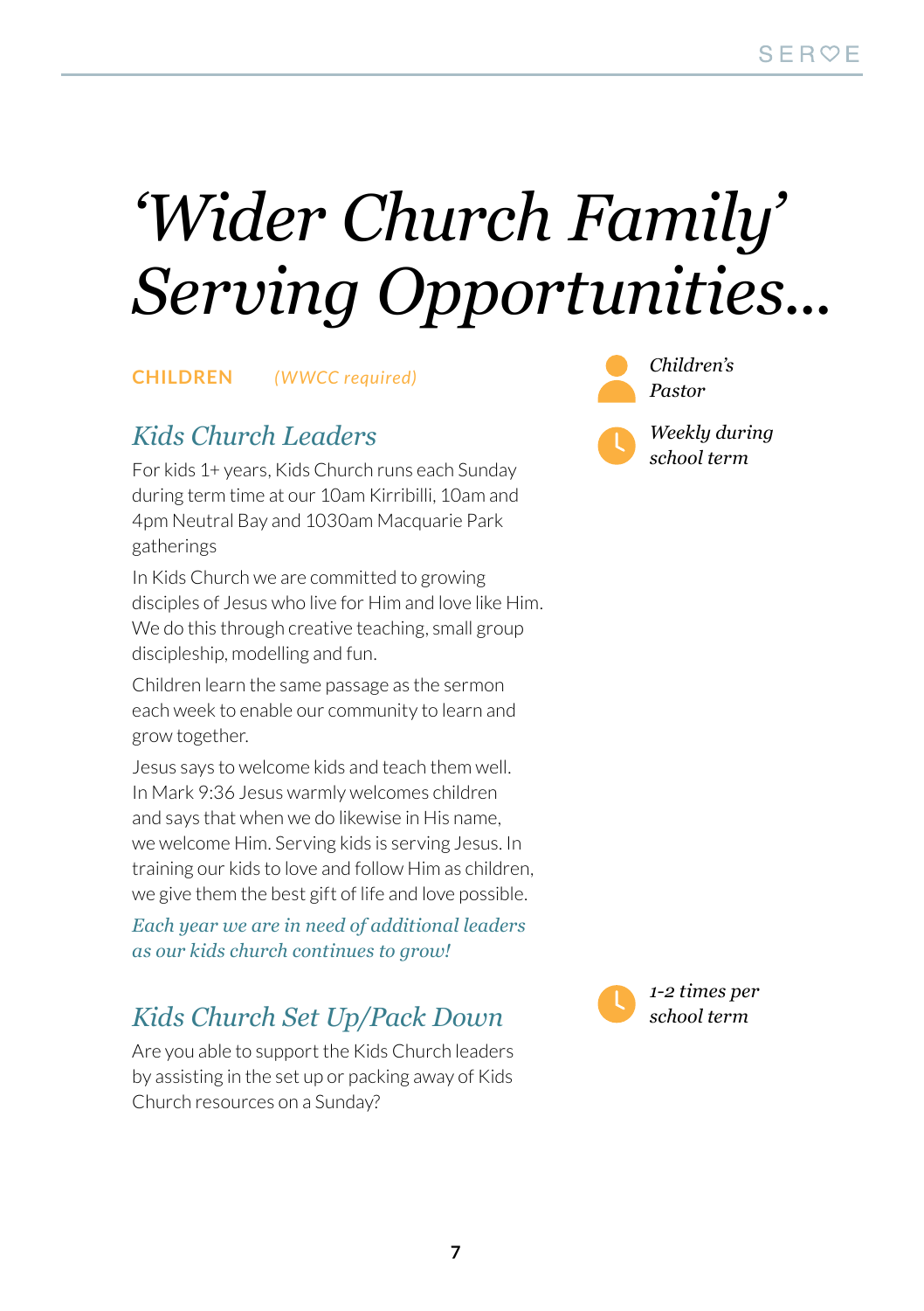# *'Wider Church Family' Serving Opportunities...*

**CHILDREN** *(WWCC required)*

## *Kids Church Leaders*

*Children's Pastor*

*Weekly during school term*

For kids 1+ years, Kids Church runs each Sunday during term time at our 10am Kirribilli, 10am and 4pm Neutral Bay and 1030am Macquarie Park gatherings

In Kids Church we are committed to growing disciples of Jesus who live for Him and love like Him. We do this through creative teaching, small group discipleship, modelling and fun.

Children learn the same passage as the sermon each week to enable our community to learn and grow together.

Jesus says to welcome kids and teach them well. In Mark 9:36 Jesus warmly welcomes children and says that when we do likewise in His name, we welcome Him. Serving kids is serving Jesus. In training our kids to love and follow Him as children, we give them the best gift of life and love possible.

*Each year we are in need of additional leaders as our kids church continues to grow!*

## *Kids Church Set Up/Pack Down*

*1-2 times per school term*

Are you able to support the Kids Church leaders by assisting in the set up or packing away of Kids Church resources on a Sunday?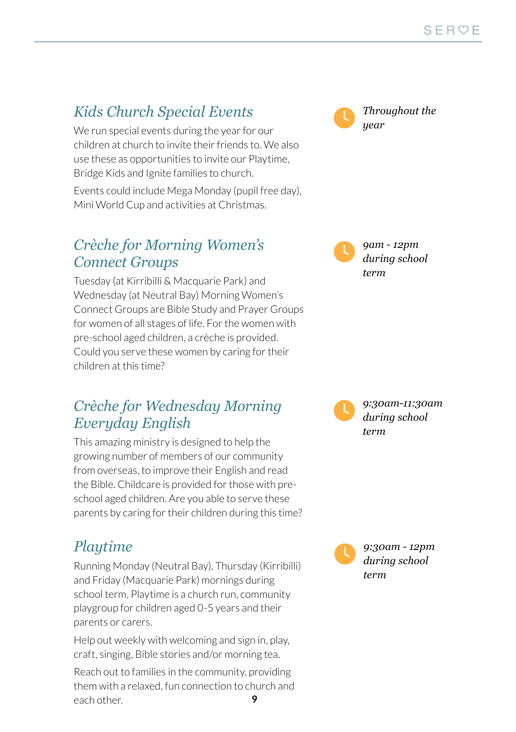## *Kids Church Special Events*

*Throughout the year*

We run special events during the year for our children at church to invite their friends to. We also use these as opportunities to invite our Playtime, Bridge Kids and Ignite families to church.

Events could include Mega Monday (pupil free day), Mini World Cup and activities at Christmas.

## *Crèche for Morning Women's Connect Groups*

*9am - 12pm during school term*

Tuesday (at Kirribilli & Macquarie Park) and Wednesday (at Neutral Bay) Morning Women's Connect Groups are Bible Study and Prayer Groups for women of all stages of life. For the women with pre-school aged children, a crèche is provided. Could you serve these women by caring for their children at this time?

## *Crèche for Wednesday Morning Everyday English*

*9:30am-11:30am during school term*

This amazing ministry is designed to help the growing number of members of our community from overseas, to improve their English and read the Bible. Childcare is provided for those with pre-school aged children. Are you able to serve these parents by caring for their children during this time?

## *Playtime*

*9:30am - 12pm during school term*

Running Monday (Neutral Bay), Thursday (Kirribilli) and Friday (Macquarie Park) mornings during school term, Playtime is a church run, community playgroup for children aged 0-5 years and their parents or carers.

Help out weekly with welcoming and sign in, play, craft, singing, Bible stories and/or morning tea.

Reach out to families in the community, providing them with a relaxed, fun connection to church and each other.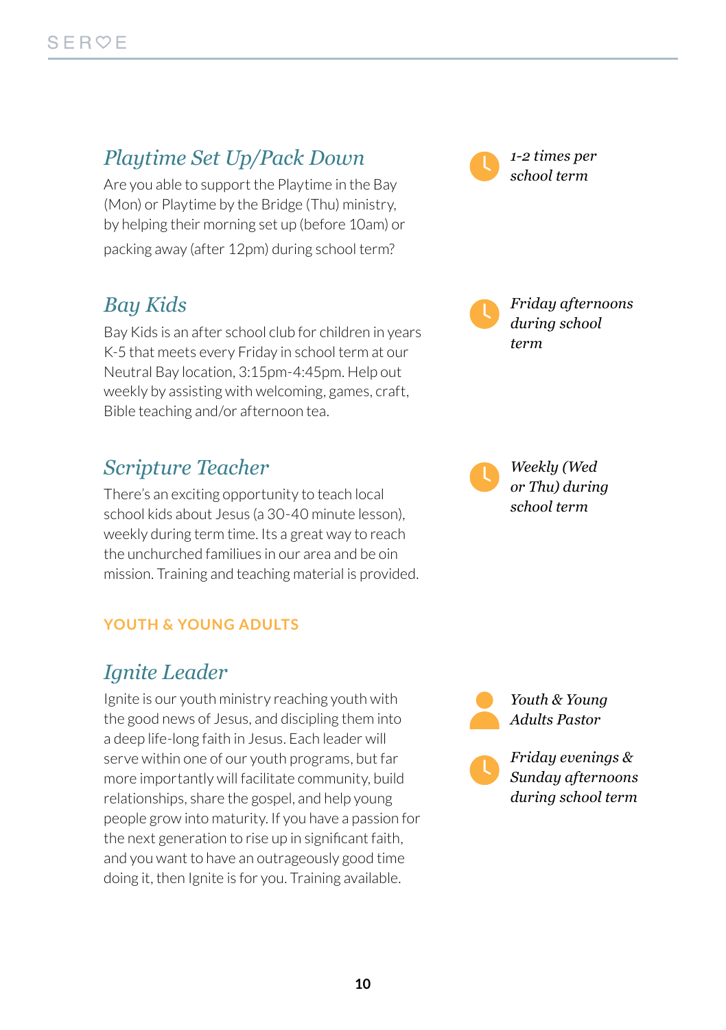## Playtime Set Up/Pack Down

Are you able to support the Playtime in the Bay (Mon) or Playtime by the Bridge (Thu) ministry, by helping their morning set up (before 10am) or packing away (after 12pm) during school term?

*1-2 times per school term*

## Bay Kids

Bay Kids is an after school club for children in years K-5 that meets every Friday in school term at our Neutral Bay location, 3:15pm-4:45pm. Help out weekly by assisting with welcoming, games, craft, Bible teaching and/or afternoon tea.

*Friday afternoons during school term*

## Scripture Teacher

There's an exciting opportunity to teach local school kids about Jesus (a 30-40 minute lesson), weekly during term time. Its a great way to reach the unchurched familiues in our area and be oin mission. Training and teaching material is provided.

*Weekly (Wed or Thu) during school term*

### YOUTH & YOUNG ADULTS

## Ignite Leader

Ignite is our youth ministry reaching youth with the good news of Jesus, and discipling them into a deep life-long faith in Jesus. Each leader will serve within one of our youth programs, but far more importantly will facilitate community, build relationships, share the gospel, and help young people grow into maturity. If you have a passion for the next generation to rise up in significant faith, and you want to have an outrageously good time doing it, then Ignite is for you. Training available.

*Youth & Young Adults Pastor*

*Friday evenings & Sunday afternoons during school term*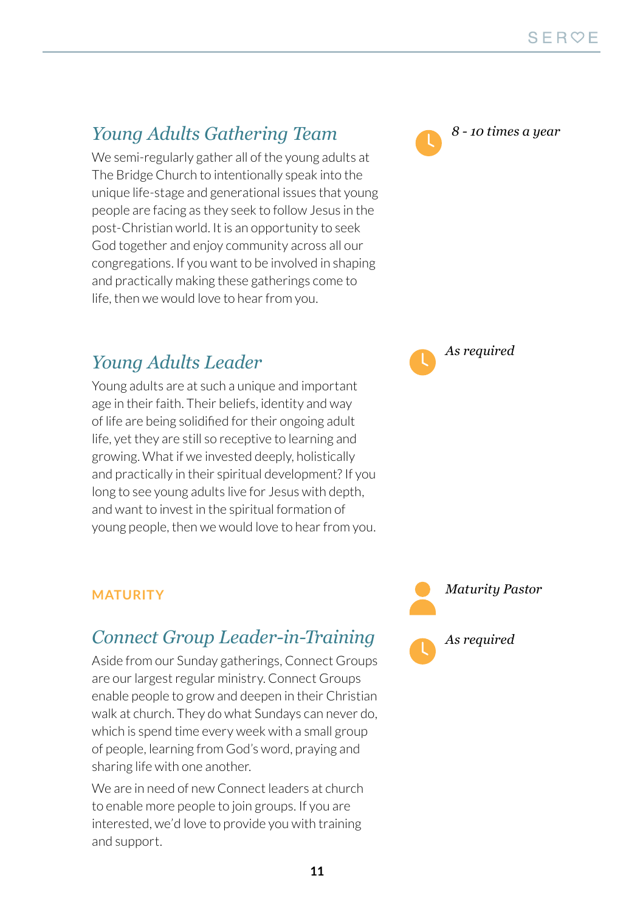## *Young Adults Gathering Team*

*8 - 10 times a year*

We semi-regularly gather all of the young adults at The Bridge Church to intentionally speak into the unique life-stage and generational issues that young people are facing as they seek to follow Jesus in the post-Christian world. It is an opportunity to seek God together and enjoy community across all our congregations. If you want to be involved in shaping and practically making these gatherings come to life, then we would love to hear from you.

## *Young Adults Leader*

*As required*

Young adults are at such a unique and important age in their faith. Their beliefs, identity and way of life are being solidified for their ongoing adult life, yet they are still so receptive to learning and growing. What if we invested deeply, holistically and practically in their spiritual development? If you long to see young adults live for Jesus with depth, and want to invest in the spiritual formation of young people, then we would love to hear from you.

# MATURITY

*Maturity Pastor*

## *Connect Group Leader-in-Training*

*As required*

Aside from our Sunday gatherings, Connect Groups are our largest regular ministry. Connect Groups enable people to grow and deepen in their Christian walk at church. They do what Sundays can never do, which is spend time every week with a small group of people, learning from God's word, praying and sharing life with one another.

We are in need of new Connect leaders at church to enable more people to join groups. If you are interested, we'd love to provide you with training and support.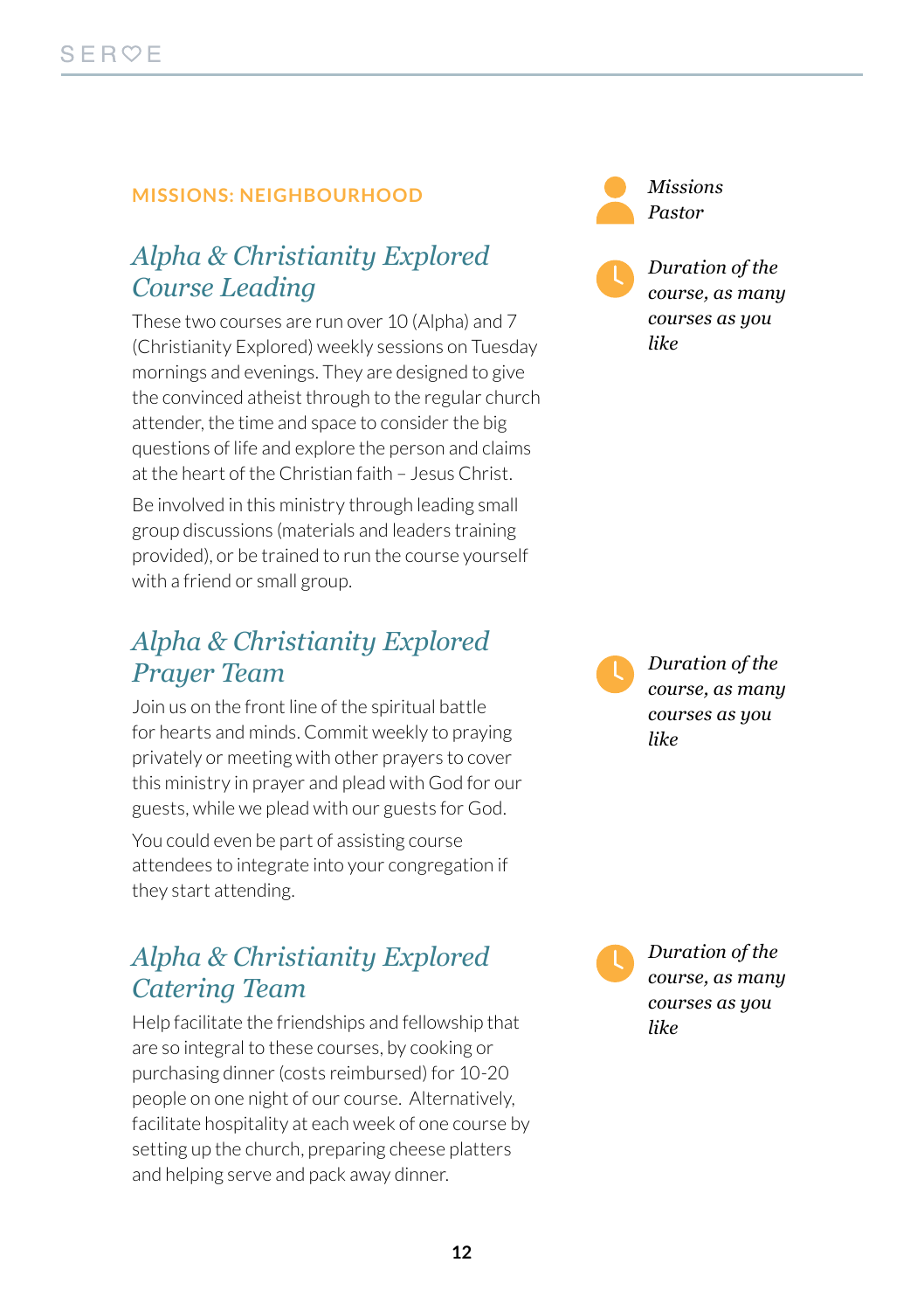MISSIONS: NEIGHBOURHOOD

## *Alpha & Christianity Explored Course Leading*

*Missions Pastor*

*Duration of the course, as many courses as you like*

These two courses are run over 10 (Alpha) and 7 (Christianity Explored) weekly sessions on Tuesday mornings and evenings. They are designed to give the convinced atheist through to the regular church attender, the time and space to consider the big questions of life and explore the person and claims at the heart of the Christian faith – Jesus Christ.

Be involved in this ministry through leading small group discussions (materials and leaders training provided), or be trained to run the course yourself with a friend or small group.

## *Alpha & Christianity Explored Prayer Team*

*Duration of the course, as many courses as you like*

Join us on the front line of the spiritual battle for hearts and minds. Commit weekly to praying privately or meeting with other prayers to cover this ministry in prayer and plead with God for our guests, while we plead with our guests for God.

You could even be part of assisting course attendees to integrate into your congregation if they start attending.

## *Alpha & Christianity Explored Catering Team*

*Duration of the course, as many courses as you like*

Help facilitate the friendships and fellowship that are so integral to these courses, by cooking or purchasing dinner (costs reimbursed) for 10-20 people on one night of our course. Alternatively, facilitate hospitality at each week of one course by setting up the church, preparing cheese platters and helping serve and pack away dinner.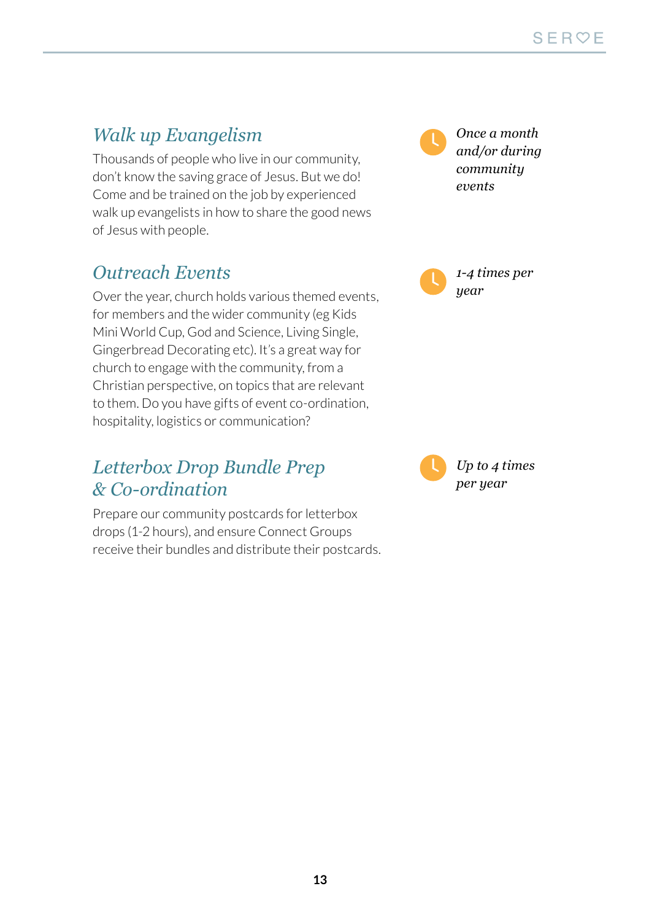## Walk up Evangelism

*Once a month and/or during community events*

Thousands of people who live in our community, don't know the saving grace of Jesus. But we do! Come and be trained on the job by experienced walk up evangelists in how to share the good news of Jesus with people.

## Outreach Events

*1-4 times per year*

Over the year, church holds various themed events, for members and the wider community (eg Kids Mini World Cup, God and Science, Living Single, Gingerbread Decorating etc). It's a great way for church to engage with the community, from a Christian perspective, on topics that are relevant to them. Do you have gifts of event co-ordination, hospitality, logistics or communication?

## Letterbox Drop Bundle Prep & Co-ordination

*Up to 4 times per year*

Prepare our community postcards for letterbox drops (1-2 hours), and ensure Connect Groups receive their bundles and distribute their postcards.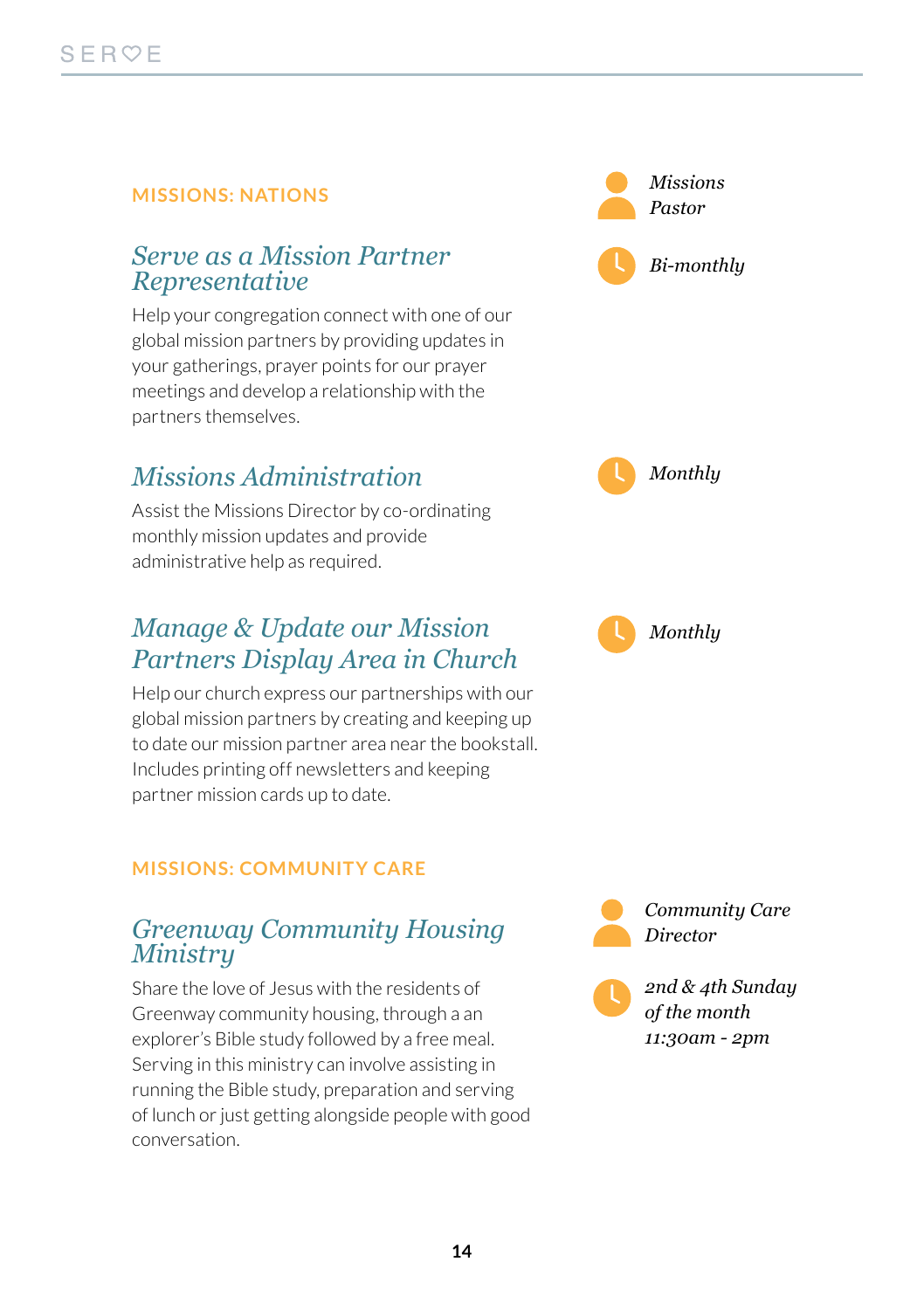## MISSIONS: NATIONS

*Missions Pastor*

### *Serve as a Mission Partner Representative*

*Bi-monthly*

Help your congregation connect with one of our global mission partners by providing updates in your gatherings, prayer points for our prayer meetings and develop a relationship with the partners themselves.

### *Missions Administration*

*Monthly*

Assist the Missions Director by co-ordinating monthly mission updates and provide administrative help as required.

### *Manage & Update our Mission Partners Display Area in Church*

*Monthly*

Help our church express our partnerships with our global mission partners by creating and keeping up to date our mission partner area near the bookstall. Includes printing off newsletters and keeping partner mission cards up to date.

## MISSIONS: COMMUNITY CARE

*Community Care Director*

### *Greenway Community Housing Ministry*

*2nd & 4th Sunday of the month 11:30am - 2pm*

Share the love of Jesus with the residents of Greenway community housing, through a an explorer's Bible study followed by a free meal. Serving in this ministry can involve assisting in running the Bible study, preparation and serving of lunch or just getting alongside people with good conversation.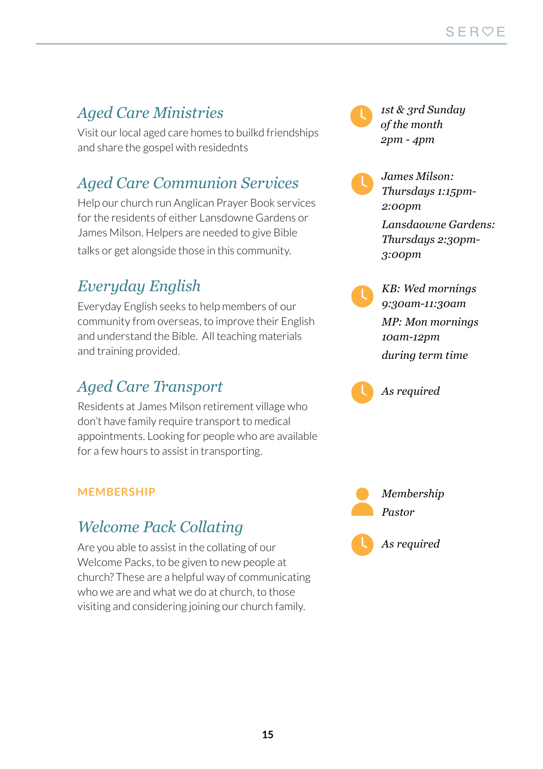## *Aged Care Ministries*

Visit our local aged care homes to builkd friendships and share the gospel with residednts

*1st & 3rd Sunday of the month*
*2pm - 4pm*

## *Aged Care Communion Services*

Help our church run Anglican Prayer Book services for the residents of either Lansdowne Gardens or James Milson. Helpers are needed to give Bible talks or get alongside those in this community.

*James Milson: Thursdays 1:15pm-2:00pm*

*Lansdaowne Gardens: Thursdays 2:30pm-3:00pm*

## *Everyday English*

Everyday English seeks to help members of our community from overseas, to improve their English and understand the Bible. All teaching materials and training provided.

*KB: Wed mornings 9:30am-11:30am*

*MP: Mon mornings 10am-12pm*

*during term time*

## *Aged Care Transport*

Residents at James Milson retirement village who don't have family require transport to medical appointments. Looking for people who are available for a few hours to assist in transporting.

*As required*

**MEMBERSHIP**

## *Welcome Pack Collating*

Are you able to assist in the collating of our Welcome Packs, to be given to new people at church? These are a helpful way of communicating who we are and what we do at church, to those visiting and considering joining our church family.

*Membership Pastor*

*As required*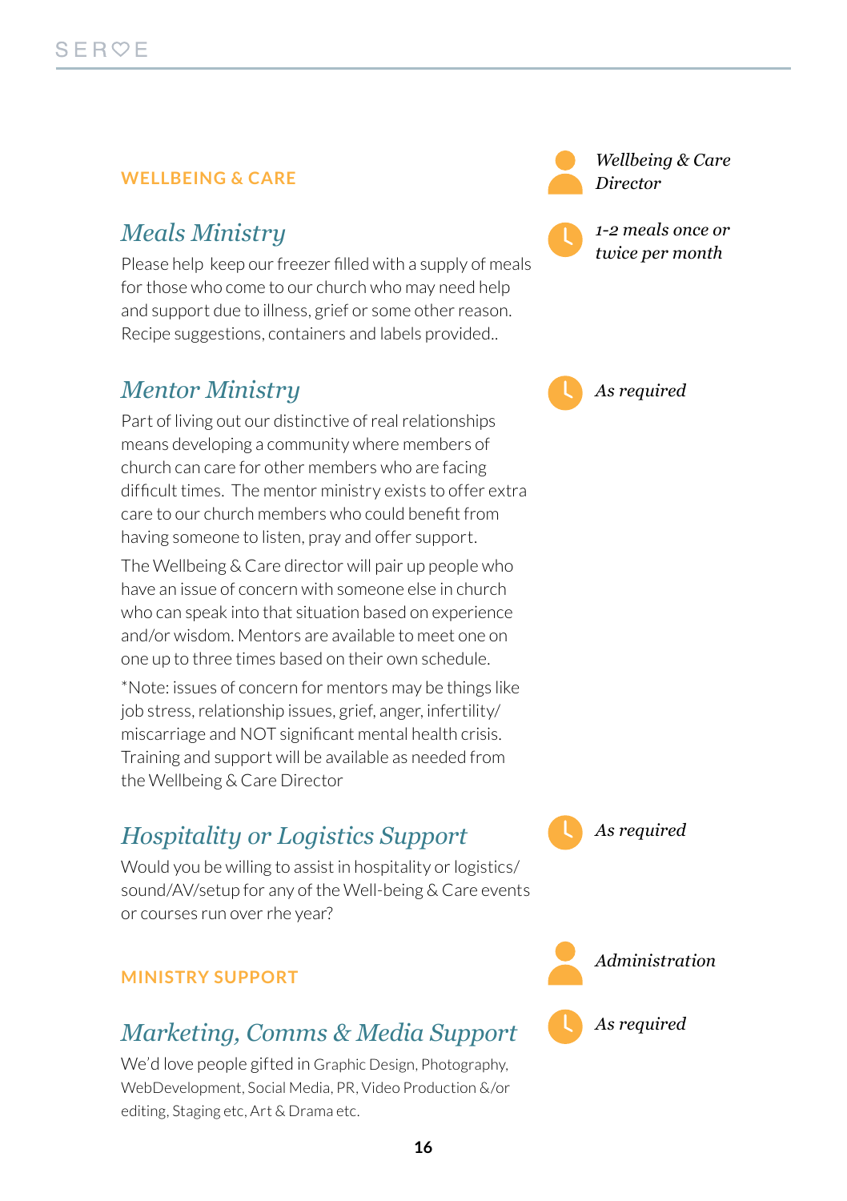## WELLBEING & CARE

*Wellbeing & Care Director*

### *Meals Ministry*

*1-2 meals once or twice per month*

Please help keep our freezer filled with a supply of meals for those who come to our church who may need help and support due to illness, grief or some other reason. Recipe suggestions, containers and labels provided..

### *Mentor Ministry*

*As required*

Part of living out our distinctive of real relationships means developing a community where members of church can care for other members who are facing difficult times. The mentor ministry exists to offer extra care to our church members who could benefit from having someone to listen, pray and offer support.

The Wellbeing & Care director will pair up people who have an issue of concern with someone else in church who can speak into that situation based on experience and/or wisdom. Mentors are available to meet one on one up to three times based on their own schedule.

*Note: issues of concern for mentors may be things like job stress, relationship issues, grief, anger, infertility/ miscarriage and NOT significant mental health crisis. Training and support will be available as needed from the Wellbeing & Care Director

### *Hospitality or Logistics Support*

*As required*

Would you be willing to assist in hospitality or logistics/ sound/AV/setup for any of the Well-being & Care events or courses run over rhe year?

## MINISTRY SUPPORT

*Administration*

### *Marketing, Comms & Media Support*

*As required*

We'd love people gifted in Graphic Design, Photography, WebDevelopment, Social Media, PR, Video Production &/or editing, Staging etc, Art & Drama etc.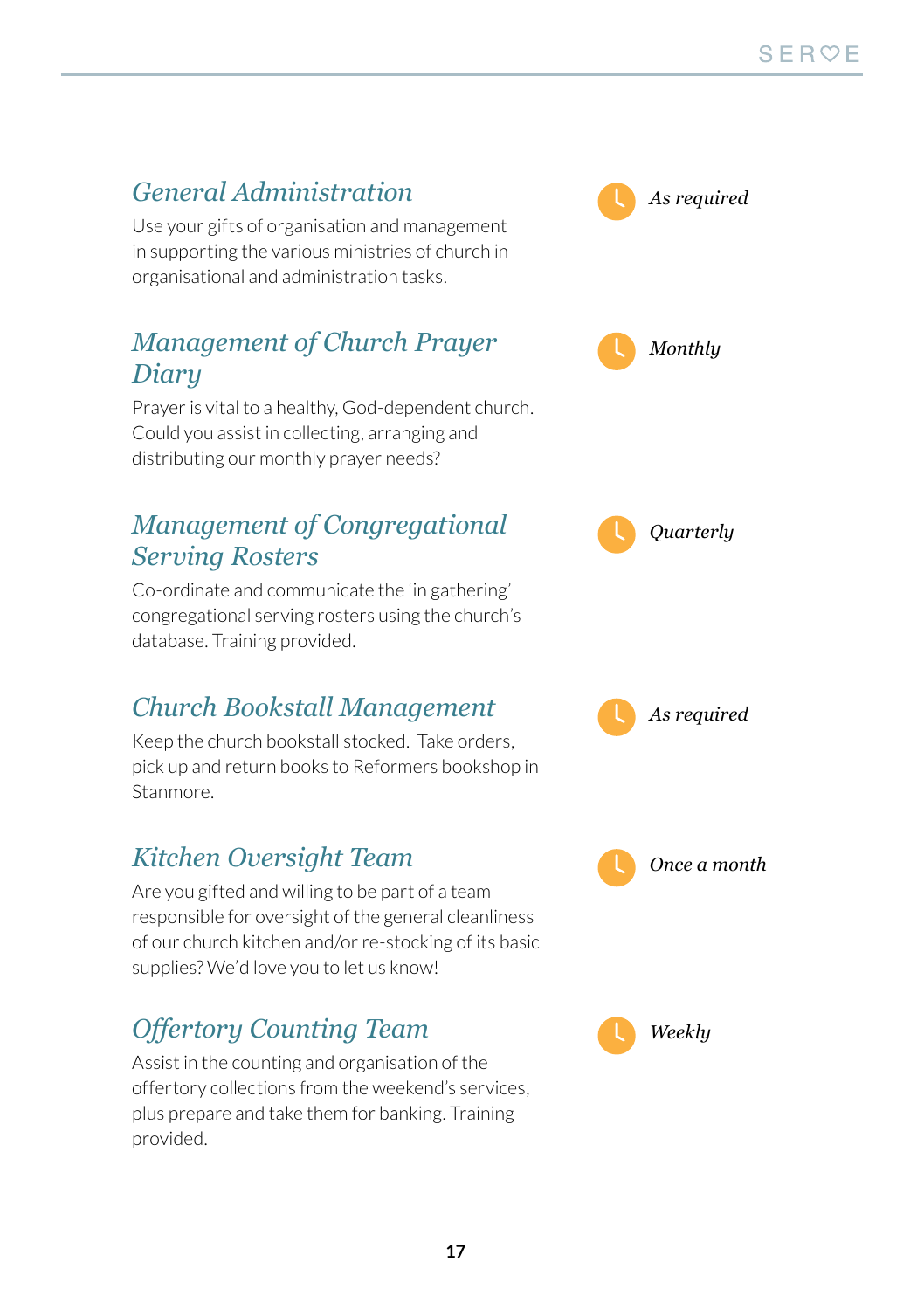## General Administration

*As required*

Use your gifts of organisation and management in supporting the various ministries of church in organisational and administration tasks.

## Management of Church Prayer Diary

*Monthly*

Prayer is vital to a healthy, God-dependent church. Could you assist in collecting, arranging and distributing our monthly prayer needs?

## Management of Congregational Serving Rosters

*Quarterly*

Co-ordinate and communicate the 'in gathering' congregational serving rosters using the church's database. Training provided.

## Church Bookstall Management

*As required*

Keep the church bookstall stocked. Take orders, pick up and return books to Reformers bookshop in Stanmore.

## Kitchen Oversight Team

*Once a month*

Are you gifted and willing to be part of a team responsible for oversight of the general cleanliness of our church kitchen and/or re-stocking of its basic supplies? We'd love you to let us know!

## Offertory Counting Team

*Weekly*

Assist in the counting and organisation of the offertory collections from the weekend's services, plus prepare and take them for banking. Training provided.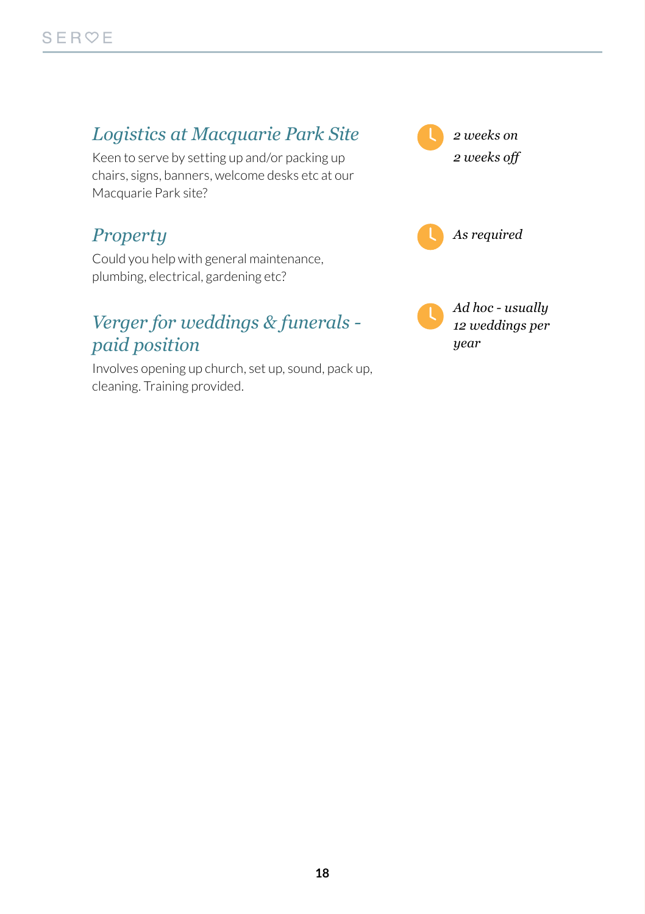## *Logistics at Macquarie Park Site*

Keen to serve by setting up and/or packing up chairs, signs, banners, welcome desks etc at our Macquarie Park site?

*2 weeks on*
*2 weeks off*

## *Property*

Could you help with general maintenance, plumbing, electrical, gardening etc?

*As required*

## *Verger for weddings & funerals - paid position*

Involves opening up church, set up, sound, pack up, cleaning. Training provided.

*Ad hoc - usually 12 weddings per year*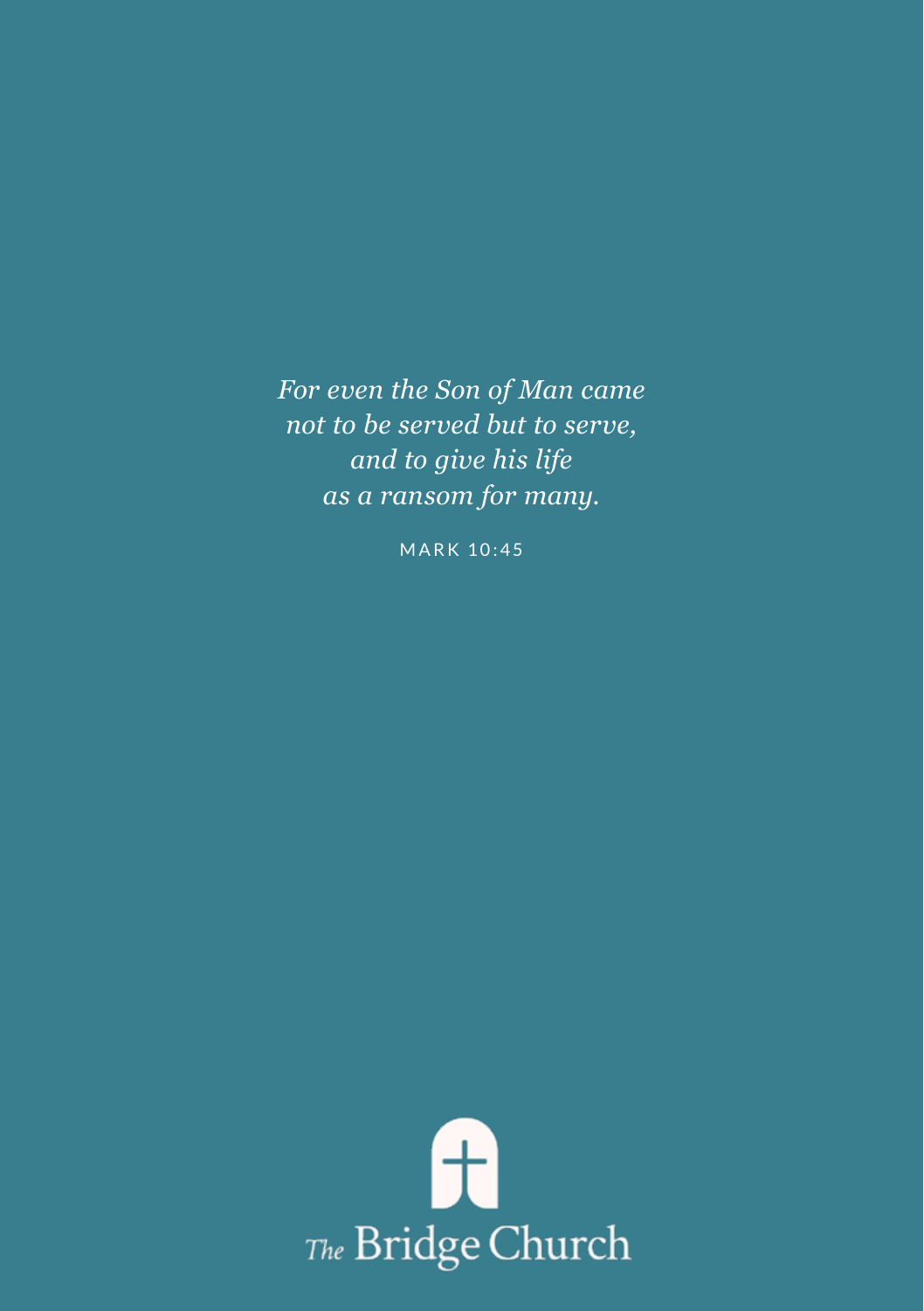*For even the Son of Man came*
*not to be served but to serve,*
*and to give his life*
*as a ransom for many.*

MARK 10:45

The Bridge Church